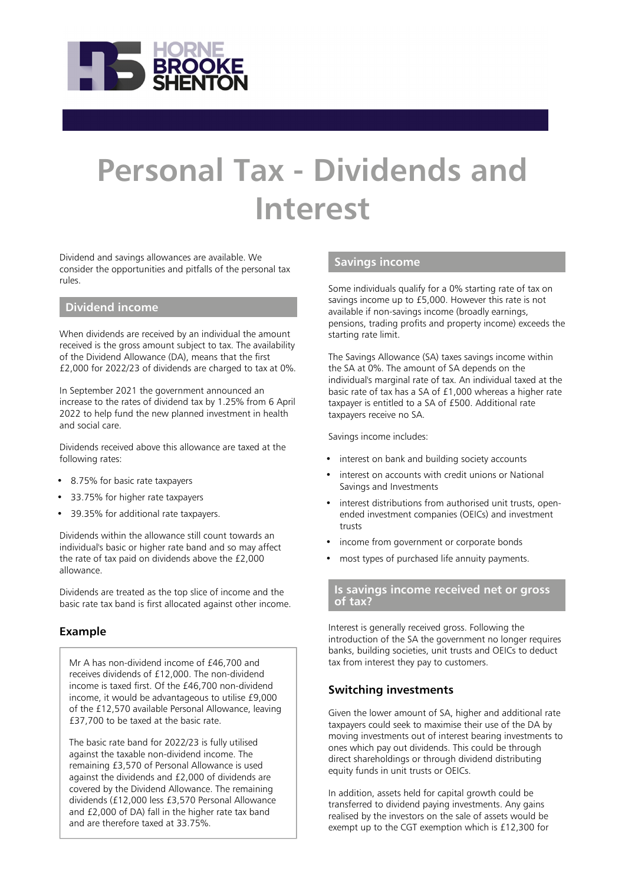# Personal Tax - Dividends and Interest

Dividend and savings allowances are available. We consider the opportunities and pitfalls of the personal tax rules.

## Dividend income

When dividends are received by an individual the amount received is the gross amount subject to tax. The availability of the Dividend Allowance (DA), means that the first £2,000 for 2022/23 of dividends are charged to tax at 0%.

In September 2021 the government announced an increase to the rates of dividend tax by 1.25% from 6 April 2022 to help fund the new planned investment in health and social care.

Dividends received above this allowance are taxed at the following rates:

- 8.75% for basic rate taxpayers
- 33.75% for higher rate taxpayers
- 39.35% for additional rate taxpayers.

Dividends within the allowance still count towards an individual's basic or higher rate band and so may affect the rate of tax paid on dividends above the £2,000 allowance.

Dividends are treated as the top slice of income and the basic rate tax band is first allocated against other income.

### Example

Mr A has non-dividend income of £46,700 and receives dividends of £12,000. The non-dividend income is taxed first. Of the £46,700 non-dividend income, it would be advantageous to utilise £9,000 of the £12,570 available Personal Allowance, leaving £37,700 to be taxed at the basic rate.

The basic rate band for 2022/23 is fully utilised against the taxable non-dividend income. The remaining £3,570 of Personal Allowance is used against the dividends and £2,000 of dividends are covered by the Dividend Allowance. The remaining dividends (£12,000 less £3,570 Personal Allowance and £2,000 of DA) fall in the higher rate tax band and are therefore taxed at 33.75%.

## Savings income

Some individuals qualify for a 0% starting rate of tax on savings income up to £5,000. However this rate is not available if non-savings income (broadly earnings, pensions, trading profits and property income) exceeds the starting rate limit.

The Savings Allowance (SA) taxes savings income within the SA at 0%. The amount of SA depends on the individual's marginal rate of tax. An individual taxed at the basic rate of tax has a SA of £1,000 whereas a higher rate taxpayer is entitled to a SA of £500. Additional rate taxpayers receive no SA.

Savings income includes:

- interest on bank and building society accounts
- interest on accounts with credit unions or National Savings and Investments
- interest distributions from authorised unit trusts, open-ended investment companies (OEICs) and investment trusts
- income from government or corporate bonds
- most types of purchased life annuity payments.

## Is savings income received net or gross of tax?

Interest is generally received gross. Following the introduction of the SA the government no longer requires banks, building societies, unit trusts and OEICs to deduct tax from interest they pay to customers.

### Switching investments

Given the lower amount of SA, higher and additional rate taxpayers could seek to maximise their use of the DA by moving investments out of interest bearing investments to ones which pay out dividends. This could be through direct shareholdings or through dividend distributing equity funds in unit trusts or OEICs.

In addition, assets held for capital growth could be transferred to dividend paying investments. Any gains realised by the investors on the sale of assets would be exempt up to the CGT exemption which is £12,300 for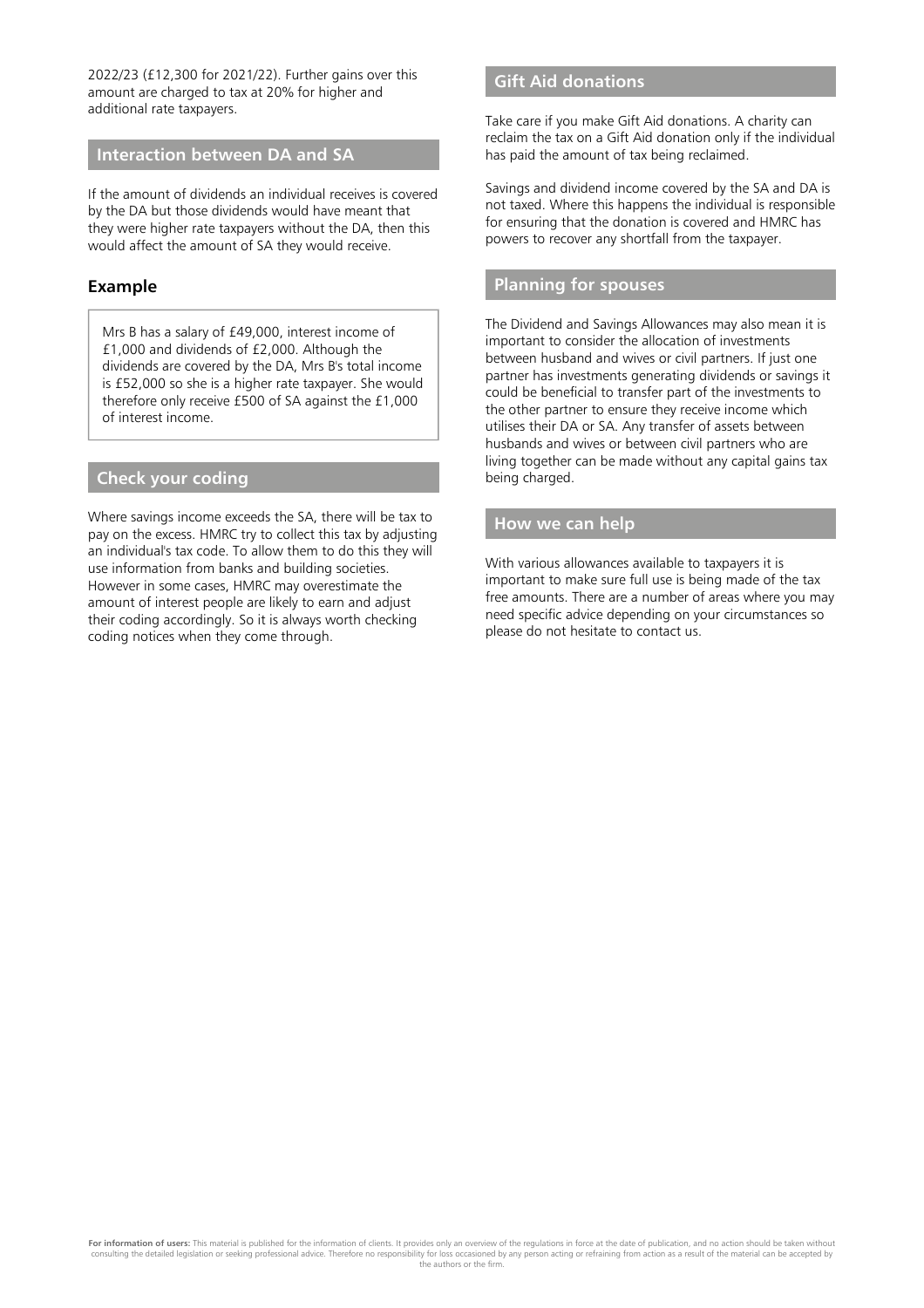2022/23 (£12,300 for 2021/22). Further gains over this amount are charged to tax at 20% for higher and additional rate taxpayers.

## Interaction between DA and SA

If the amount of dividends an individual receives is covered by the DA but those dividends would have meant that they were higher rate taxpayers without the DA, then this would affect the amount of SA they would receive.

### Example

Mrs B has a salary of £49,000, interest income of £1,000 and dividends of £2,000. Although the dividends are covered by the DA, Mrs B's total income is £52,000 so she is a higher rate taxpayer. She would therefore only receive £500 of SA against the £1,000 of interest income.

## Check your coding

Where savings income exceeds the SA, there will be tax to pay on the excess. HMRC try to collect this tax by adjusting an individual's tax code. To allow them to do this they will use information from banks and building societies. However in some cases, HMRC may overestimate the amount of interest people are likely to earn and adjust their coding accordingly. So it is always worth checking coding notices when they come through.

## Gift Aid donations

Take care if you make Gift Aid donations. A charity can reclaim the tax on a Gift Aid donation only if the individual has paid the amount of tax being reclaimed.

Savings and dividend income covered by the SA and DA is not taxed. Where this happens the individual is responsible for ensuring that the donation is covered and HMRC has powers to recover any shortfall from the taxpayer.

## Planning for spouses

The Dividend and Savings Allowances may also mean it is important to consider the allocation of investments between husband and wives or civil partners. If just one partner has investments generating dividends or savings it could be beneficial to transfer part of the investments to the other partner to ensure they receive income which utilises their DA or SA. Any transfer of assets between husbands and wives or between civil partners who are living together can be made without any capital gains tax being charged.

## How we can help

With various allowances available to taxpayers it is important to make sure full use is being made of the tax free amounts. There are a number of areas where you may need specific advice depending on your circumstances so please do not hesitate to contact us.

**For information of users:** This material is published for the information of clients. It provides only an overview of the regulations in force at the date of publication, and no action should be taken without consulting the detailed legislation or seeking professional advice. Therefore no responsibility for loss occasioned by any person acting or refraining from action as a result of the material can be accepted by the authors or the firm.